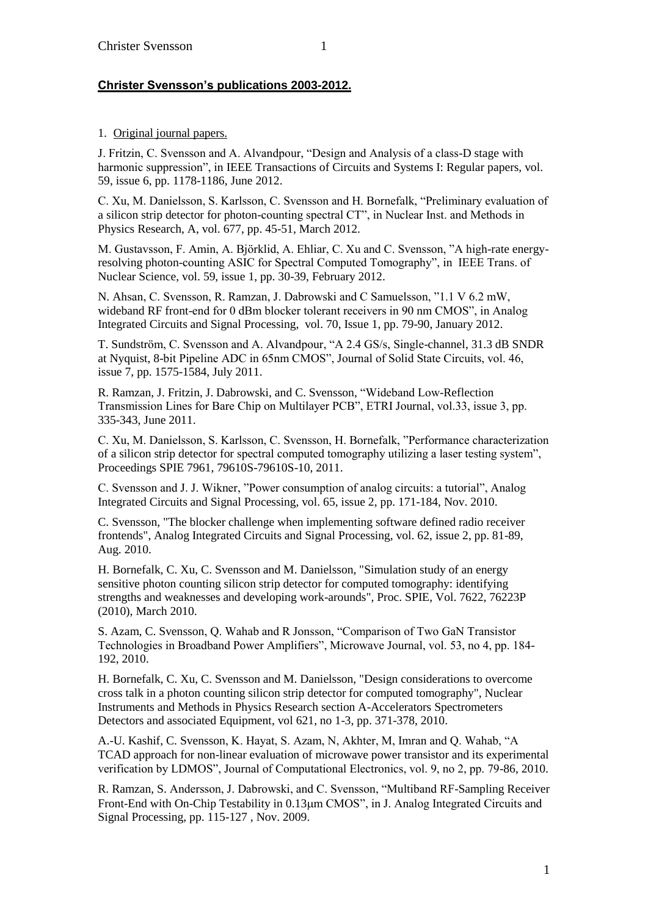## **Christer Svensson's publications 2003-2012.**

1. Original journal papers.

J. Fritzin, C. Svensson and A. Alvandpour, "Design and Analysis of a class-D stage with harmonic suppression", in IEEE Transactions of Circuits and Systems I: Regular papers, vol. 59, issue 6, pp. 1178-1186, June 2012.

C. Xu, M. Danielsson, S. Karlsson, C. Svensson and H. Bornefalk, "Preliminary evaluation of a silicon strip detector for photon-counting spectral CT", in Nuclear Inst. and Methods in Physics Research, A, vol. 677, pp. 45-51, March 2012.

M. Gustavsson, F. Amin, A. Björklid, A. Ehliar, C. Xu and C. Svensson, "A high-rate energy-resolving photon-counting ASIC for Spectral Computed Tomography", in IEEE Trans. of Nuclear Science, vol. 59, issue 1, pp. 30-39, February 2012.

N. Ahsan, C. Svensson, R. Ramzan, J. Dabrowski and C Samuelsson, "1.1 V 6.2 mW, wideband RF front-end for 0 dBm blocker tolerant receivers in 90 nm CMOS", in Analog Integrated Circuits and Signal Processing, vol. 70, Issue 1, pp. 79-90, January 2012.

T. Sundström, C. Svensson and A. Alvandpour, "A 2.4 GS/s, Single-channel, 31.3 dB SNDR at Nyquist, 8-bit Pipeline ADC in 65nm CMOS", Journal of Solid State Circuits, vol. 46, issue 7, pp. 1575-1584, July 2011.

R. Ramzan, J. Fritzin, J. Dabrowski, and C. Svensson, "Wideband Low-Reflection Transmission Lines for Bare Chip on Multilayer PCB", ETRI Journal, vol.33, issue 3, pp. 335-343, June 2011.

C. Xu, M. Danielsson, S. Karlsson, C. Svensson, H. Bornefalk, "Performance characterization of a silicon strip detector for spectral computed tomography utilizing a laser testing system", Proceedings SPIE 7961, 79610S-79610S-10, 2011.

C. Svensson and J. J. Wikner, "Power consumption of analog circuits: a tutorial", Analog Integrated Circuits and Signal Processing, vol. 65, issue 2, pp. 171-184, Nov. 2010.

C. Svensson, "The blocker challenge when implementing software defined radio receiver frontends", Analog Integrated Circuits and Signal Processing, vol. 62, issue 2, pp. 81-89, Aug. 2010.

H. Bornefalk, C. Xu, C. Svensson and M. Danielsson, "Simulation study of an energy sensitive photon counting silicon strip detector for computed tomography: identifying strengths and weaknesses and developing work-arounds", Proc. SPIE, Vol. 7622, 76223P (2010), March 2010.

S. Azam, C. Svensson, Q. Wahab and R Jonsson, "Comparison of Two GaN Transistor Technologies in Broadband Power Amplifiers", Microwave Journal, vol. 53, no 4, pp. 184-192, 2010.

H. Bornefalk, C. Xu, C. Svensson and M. Danielsson, "Design considerations to overcome cross talk in a photon counting silicon strip detector for computed tomography", Nuclear Instruments and Methods in Physics Research section A-Accelerators Spectrometers Detectors and associated Equipment, vol 621, no 1-3, pp. 371-378, 2010.

A.-U. Kashif, C. Svensson, K. Hayat, S. Azam, N, Akhter, M, Imran and Q. Wahab, "A TCAD approach for non-linear evaluation of microwave power transistor and its experimental verification by LDMOS", Journal of Computational Electronics, vol. 9, no 2, pp. 79-86, 2010.

R. Ramzan, S. Andersson, J. Dabrowski, and C. Svensson, "Multiband RF-Sampling Receiver Front-End with On-Chip Testability in 0.13μm CMOS", in J. Analog Integrated Circuits and Signal Processing, pp. 115-127 , Nov. 2009.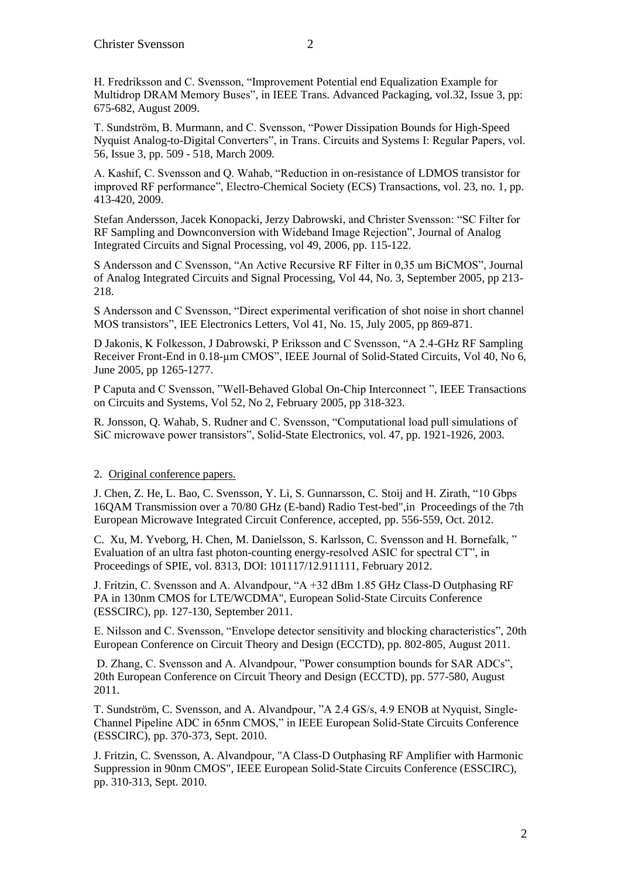H. Fredriksson and C. Svensson, "Improvement Potential end Equalization Example for Multidrop DRAM Memory Buses", in IEEE Trans. Advanced Packaging, vol.32, Issue 3, pp: 675-682, August 2009.

T. Sundström, B. Murmann, and C. Svensson, "Power Dissipation Bounds for High-Speed Nyquist Analog-to-Digital Converters", in Trans. Circuits and Systems I: Regular Papers, vol. 56, Issue 3, pp. 509 - 518, March 2009.

A. Kashif, C. Svensson and Q. Wahab, "Reduction in on-resistance of LDMOS transistor for improved RF performance", Electro-Chemical Society (ECS) Transactions, vol. 23, no. 1, pp. 413-420, 2009.

Stefan Andersson, Jacek Konopacki, Jerzy Dabrowski, and Christer Svensson: "SC Filter for RF Sampling and Downconversion with Wideband Image Rejection", Journal of Analog Integrated Circuits and Signal Processing, vol 49, 2006, pp. 115-122.

S Andersson and C Svensson, "An Active Recursive RF Filter in 0,35 um BiCMOS", Journal of Analog Integrated Circuits and Signal Processing, Vol 44, No. 3, September 2005, pp 213-218.

S Andersson and C Svensson, "Direct experimental verification of shot noise in short channel MOS transistors", IEE Electronics Letters, Vol 41, No. 15, July 2005, pp 869-871.

D Jakonis, K Folkesson, J Dabrowski, P Eriksson and C Svensson, "A 2.4-GHz RF Sampling Receiver Front-End in 0.18-μm CMOS", IEEE Journal of Solid-Stated Circuits, Vol 40, No 6, June 2005, pp 1265-1277.

P Caputa and C Svensson, "Well-Behaved Global On-Chip Interconnect ", IEEE Transactions on Circuits and Systems, Vol 52, No 2, February 2005, pp 318-323.

R. Jonsson, Q. Wahab, S. Rudner and C. Svensson, "Computational load pull simulations of SiC microwave power transistors", Solid-State Electronics, vol. 47, pp. 1921-1926, 2003.

2. Original conference papers.

J. Chen, Z. He, L. Bao, C. Svensson, Y. Li, S. Gunnarsson, C. Stoij and H. Zirath, "10 Gbps 16QAM Transmission over a 70/80 GHz (E-band) Radio Test-bed",in Proceedings of the 7th European Microwave Integrated Circuit Conference, accepted, pp. 556-559, Oct. 2012.

C. Xu, M. Yveborg, H. Chen, M. Danielsson, S. Karlsson, C. Svensson and H. Bornefalk, " Evaluation of an ultra fast photon-counting energy-resolved ASIC for spectral CT", in Proceedings of SPIE, vol. 8313, DOI: 101117/12.911111, February 2012.

J. Fritzin, C. Svensson and A. Alvandpour, "A +32 dBm 1.85 GHz Class-D Outphasing RF PA in 130nm CMOS for LTE/WCDMA", European Solid-State Circuits Conference (ESSCIRC), pp. 127-130, September 2011.

E. Nilsson and C. Svensson, "Envelope detector sensitivity and blocking characteristics", 20th European Conference on Circuit Theory and Design (ECCTD), pp. 802-805, August 2011.

D. Zhang, C. Svensson and A. Alvandpour, "Power consumption bounds for SAR ADCs", 20th European Conference on Circuit Theory and Design (ECCTD), pp. 577-580, August 2011.

T. Sundström, C. Svensson, and A. Alvandpour, "A 2.4 GS/s, 4.9 ENOB at Nyquist, Single-Channel Pipeline ADC in 65nm CMOS," in IEEE European Solid-State Circuits Conference (ESSCIRC), pp. 370-373, Sept. 2010.

J. Fritzin, C. Svensson, A. Alvandpour, "A Class-D Outphasing RF Amplifier with Harmonic Suppression in 90nm CMOS", IEEE European Solid-State Circuits Conference (ESSCIRC), pp. 310-313, Sept. 2010.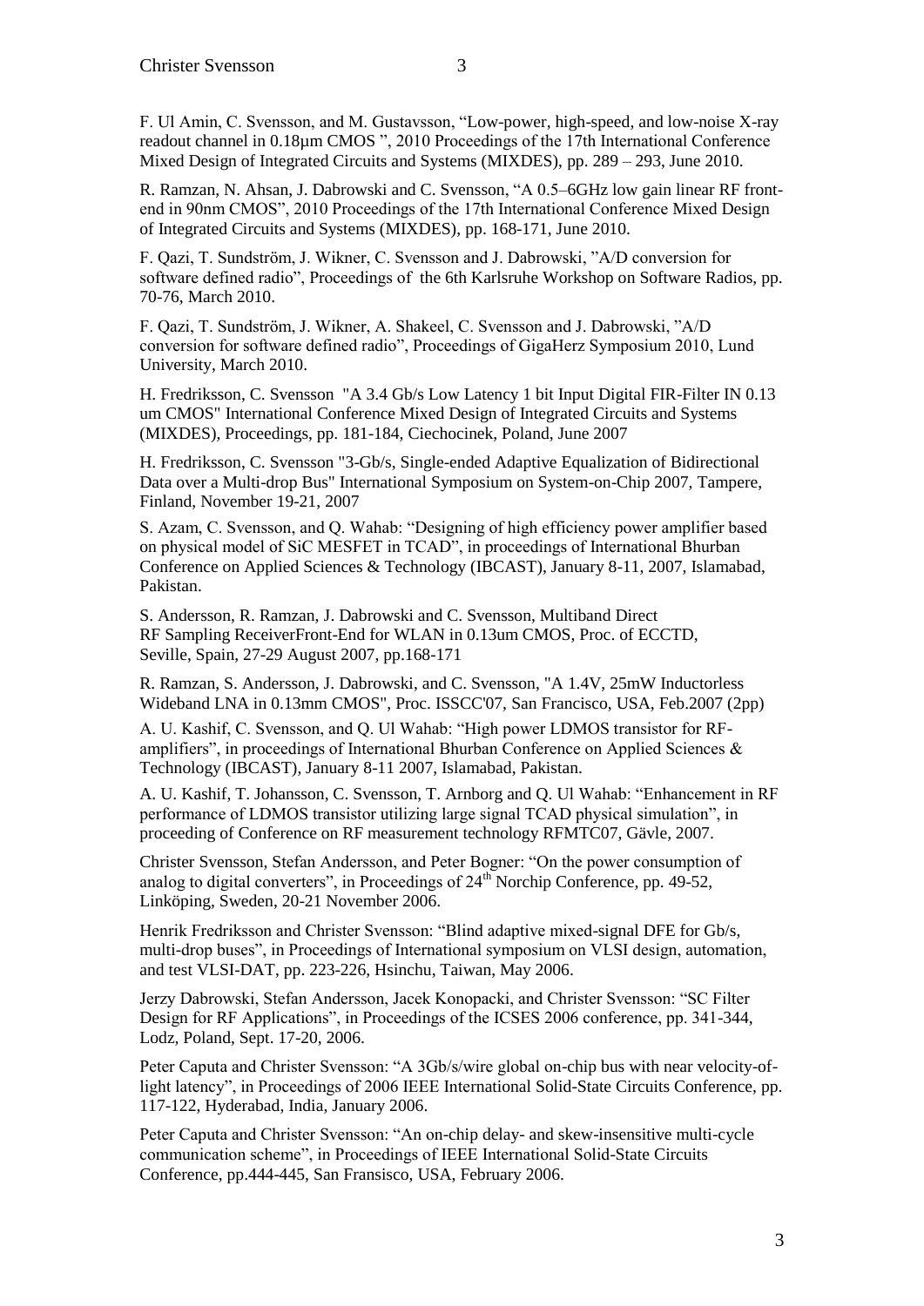F. Ul Amin, C. Svensson, and M. Gustavsson, “Low-power, high-speed, and low-noise X-ray readout channel in 0.18µm CMOS ”, 2010 Proceedings of the 17th International Conference Mixed Design of Integrated Circuits and Systems (MIXDES), pp. 289 – 293, June 2010.

R. Ramzan, N. Ahsan, J. Dabrowski and C. Svensson, “A 0.5–6GHz low gain linear RF front-end in 90nm CMOS”, 2010 Proceedings of the 17th International Conference Mixed Design of Integrated Circuits and Systems (MIXDES), pp. 168-171, June 2010.

F. Qazi, T. Sundström, J. Wikner, C. Svensson and J. Dabrowski, ”A/D conversion for software defined radio”, Proceedings of the 6th Karlsruhe Workshop on Software Radios, pp. 70-76, March 2010.

F. Qazi, T. Sundström, J. Wikner, A. Shakeel, C. Svensson and J. Dabrowski, ”A/D conversion for software defined radio”, Proceedings of GigaHerz Symposium 2010, Lund University, March 2010.

H. Fredriksson, C. Svensson "A 3.4 Gb/s Low Latency 1 bit Input Digital FIR-Filter IN 0.13 um CMOS" International Conference Mixed Design of Integrated Circuits and Systems (MIXDES), Proceedings, pp. 181-184, Ciechocinek, Poland, June 2007

H. Fredriksson, C. Svensson "3-Gb/s, Single-ended Adaptive Equalization of Bidirectional Data over a Multi-drop Bus" International Symposium on System-on-Chip 2007, Tampere, Finland, November 19-21, 2007

S. Azam, C. Svensson, and Q. Wahab: “Designing of high efficiency power amplifier based on physical model of SiC MESFET in TCAD”, in proceedings of International Bhurban Conference on Applied Sciences & Technology (IBCAST), January 8-11, 2007, Islamabad, Pakistan.

S. Andersson, R. Ramzan, J. Dabrowski and C. Svensson, Multiband Direct RF Sampling ReceiverFront-End for WLAN in 0.13um CMOS, Proc. of ECCTD, Seville, Spain, 27-29 August 2007, pp.168-171

R. Ramzan, S. Andersson, J. Dabrowski, and C. Svensson, "A 1.4V, 25mW Inductorless Wideband LNA in 0.13mm CMOS", Proc. ISSCC'07, San Francisco, USA, Feb.2007 (2pp)

A. U. Kashif, C. Svensson, and Q. Ul Wahab: “High power LDMOS transistor for RF-amplifiers”, in proceedings of International Bhurban Conference on Applied Sciences & Technology (IBCAST), January 8-11 2007, Islamabad, Pakistan.

A. U. Kashif, T. Johansson, C. Svensson, T. Arnborg and Q. Ul Wahab: “Enhancement in RF performance of LDMOS transistor utilizing large signal TCAD physical simulation”, in proceeding of Conference on RF measurement technology RFMTC07, Gävle, 2007.

Christer Svensson, Stefan Andersson, and Peter Bogner: “On the power consumption of analog to digital converters”, in Proceedings of 24th Norchip Conference, pp. 49-52, Linköping, Sweden, 20-21 November 2006.

Henrik Fredriksson and Christer Svensson: “Blind adaptive mixed-signal DFE for Gb/s, multi-drop buses”, in Proceedings of International symposium on VLSI design, automation, and test VLSI-DAT, pp. 223-226, Hsinchu, Taiwan, May 2006.

Jerzy Dabrowski, Stefan Andersson, Jacek Konopacki, and Christer Svensson: “SC Filter Design for RF Applications”, in Proceedings of the ICSES 2006 conference, pp. 341-344, Lodz, Poland, Sept. 17-20, 2006.

Peter Caputa and Christer Svensson: “A 3Gb/s/wire global on-chip bus with near velocity-of-light latency”, in Proceedings of 2006 IEEE International Solid-State Circuits Conference, pp. 117-122, Hyderabad, India, January 2006.

Peter Caputa and Christer Svensson: “An on-chip delay- and skew-insensitive multi-cycle communication scheme”, in Proceedings of IEEE International Solid-State Circuits Conference, pp.444-445, San Fransisco, USA, February 2006.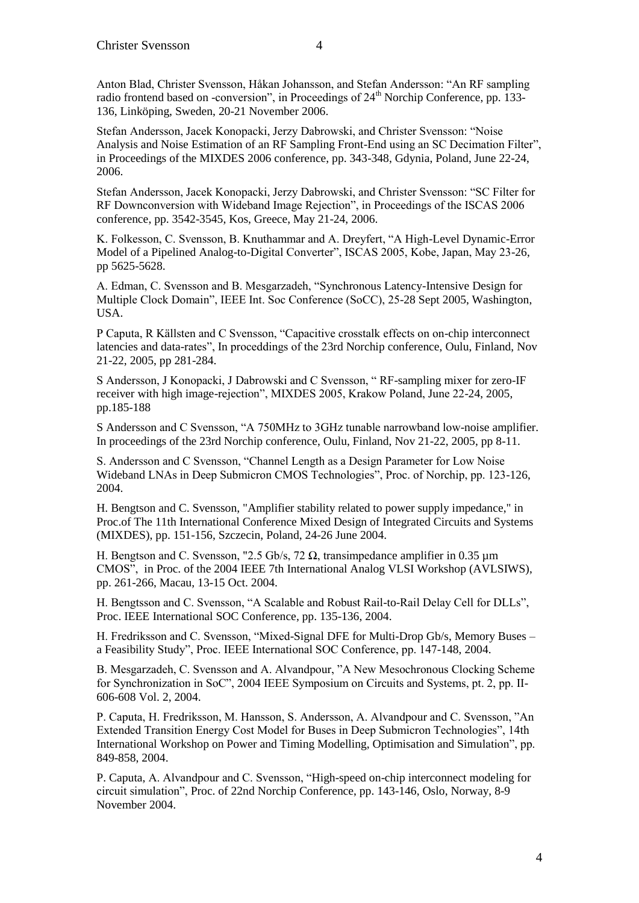Anton Blad, Christer Svensson, Håkan Johansson, and Stefan Andersson: “An RF sampling radio frontend based on -conversion”, in Proceedings of 24[th] Norchip Conference, pp. 133-136, Linköping, Sweden, 20-21 November 2006.

Stefan Andersson, Jacek Konopacki, Jerzy Dabrowski, and Christer Svensson: “Noise Analysis and Noise Estimation of an RF Sampling Front-End using an SC Decimation Filter”, in Proceedings of the MIXDES 2006 conference, pp. 343-348, Gdynia, Poland, June 22-24, 2006.

Stefan Andersson, Jacek Konopacki, Jerzy Dabrowski, and Christer Svensson: “SC Filter for RF Downconversion with Wideband Image Rejection”, in Proceedings of the ISCAS 2006 conference, pp. 3542-3545, Kos, Greece, May 21-24, 2006.

K. Folkesson, C. Svensson, B. Knuthammar and A. Dreyfert, “A High-Level Dynamic-Error Model of a Pipelined Analog-to-Digital Converter”, ISCAS 2005, Kobe, Japan, May 23-26, pp 5625-5628.

A. Edman, C. Svensson and B. Mesgarzadeh, “Synchronous Latency-Intensive Design for Multiple Clock Domain”, IEEE Int. Soc Conference (SoCC), 25-28 Sept 2005, Washington, USA.

P Caputa, R Källsten and C Svensson, “Capacitive crosstalk effects on on-chip interconnect latencies and data-rates”, In proceddings of the 23rd Norchip conference, Oulu, Finland, Nov 21-22, 2005, pp 281-284.

S Andersson, J Konopacki, J Dabrowski and C Svensson, “ RF-sampling mixer for zero-IF receiver with high image-rejection”, MIXDES 2005, Krakow Poland, June 22-24, 2005, pp.185-188

S Andersson and C Svensson, “A 750MHz to 3GHz tunable narrowband low-noise amplifier. In proceedings of the 23rd Norchip conference, Oulu, Finland, Nov 21-22, 2005, pp 8-11.

S. Andersson and C Svensson, “Channel Length as a Design Parameter for Low Noise Wideband LNAs in Deep Submicron CMOS Technologies”, Proc. of Norchip, pp. 123-126, 2004.

H. Bengtson and C. Svensson, "Amplifier stability related to power supply impedance," in Proc.of The 11th International Conference Mixed Design of Integrated Circuits and Systems (MIXDES), pp. 151-156, Szczecin, Poland, 24-26 June 2004.

H. Bengtson and C. Svensson, "2.5 Gb/s, 72 Ω, transimpedance amplifier in 0.35 µm CMOS", in Proc. of the 2004 IEEE 7th International Analog VLSI Workshop (AVLSIWS), pp. 261-266, Macau, 13-15 Oct. 2004.

H. Bengtsson and C. Svensson, “A Scalable and Robust Rail-to-Rail Delay Cell for DLLs”, Proc. IEEE International SOC Conference, pp. 135-136, 2004.

H. Fredriksson and C. Svensson, “Mixed-Signal DFE for Multi-Drop Gb/s, Memory Buses – a Feasibility Study”, Proc. IEEE International SOC Conference, pp. 147-148, 2004.

B. Mesgarzadeh, C. Svensson and A. Alvandpour, ”A New Mesochronous Clocking Scheme for Synchronization in SoC”, 2004 IEEE Symposium on Circuits and Systems, pt. 2, pp. II-606-608 Vol. 2, 2004.

P. Caputa, H. Fredriksson, M. Hansson, S. Andersson, A. Alvandpour and C. Svensson, ”An Extended Transition Energy Cost Model for Buses in Deep Submicron Technologies”, 14th International Workshop on Power and Timing Modelling, Optimisation and Simulation”, pp. 849-858, 2004.

P. Caputa, A. Alvandpour and C. Svensson, “High-speed on-chip interconnect modeling for circuit simulation”, Proc. of 22nd Norchip Conference, pp. 143-146, Oslo, Norway, 8-9 November 2004.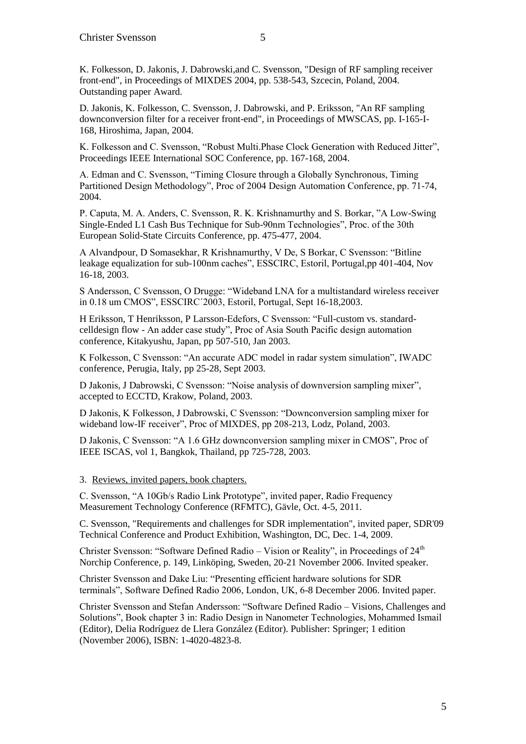K. Folkesson, D. Jakonis, J. Dabrowski,and C. Svensson, "Design of RF sampling receiver front-end", in Proceedings of MIXDES 2004, pp. 538-543, Szcecin, Poland, 2004. Outstanding paper Award.

D. Jakonis, K. Folkesson, C. Svensson, J. Dabrowski, and P. Eriksson, "An RF sampling downconversion filter for a receiver front-end", in Proceedings of MWSCAS, pp. I-165-I-168, Hiroshima, Japan, 2004.

K. Folkesson and C. Svensson, "Robust Multi.Phase Clock Generation with Reduced Jitter", Proceedings IEEE International SOC Conference, pp. 167-168, 2004.

A. Edman and C. Svensson, "Timing Closure through a Globally Synchronous, Timing Partitioned Design Methodology", Proc of 2004 Design Automation Conference, pp. 71-74, 2004.

P. Caputa, M. A. Anders, C. Svensson, R. K. Krishnamurthy and S. Borkar, "A Low-Swing Single-Ended L1 Cash Bus Technique for Sub-90nm Technologies", Proc. of the 30th European Solid-State Circuits Conference, pp. 475-477, 2004.

A Alvandpour, D Somasekhar, R Krishnamurthy, V De, S Borkar, C Svensson: "Bitline leakage equalization for sub-100nm caches", ESSCIRC, Estoril, Portugal,pp 401-404, Nov 16-18, 2003.

S Andersson, C Svensson, O Drugge: "Wideband LNA for a multistandard wireless receiver in 0.18 um CMOS", ESSCIRC´2003, Estoril, Portugal, Sept 16-18,2003.

H Eriksson, T Henriksson, P Larsson-Edefors, C Svensson: "Full-custom vs. standard-celldesign flow - An adder case study", Proc of Asia South Pacific design automation conference, Kitakyushu, Japan, pp 507-510, Jan 2003.

K Folkesson, C Svensson: "An accurate ADC model in radar system simulation", IWADC conference, Perugia, Italy, pp 25-28, Sept 2003.

D Jakonis, J Dabrowski, C Svensson: "Noise analysis of downversion sampling mixer", accepted to ECCTD, Krakow, Poland, 2003.

D Jakonis, K Folkesson, J Dabrowski, C Svensson: "Downconversion sampling mixer for wideband low-IF receiver", Proc of MIXDES, pp 208-213, Lodz, Poland, 2003.

D Jakonis, C Svensson: "A 1.6 GHz downconversion sampling mixer in CMOS", Proc of IEEE ISCAS, vol 1, Bangkok, Thailand, pp 725-728, 2003.

3. Reviews, invited papers, book chapters.

C. Svensson, "A 10Gb/s Radio Link Prototype", invited paper, Radio Frequency Measurement Technology Conference (RFMTC), Gävle, Oct. 4-5, 2011.

C. Svensson, "Requirements and challenges for SDR implementation", invited paper, SDR'09 Technical Conference and Product Exhibition, Washington, DC, Dec. 1-4, 2009.

Christer Svensson: "Software Defined Radio – Vision or Reality", in Proceedings of 24th Norchip Conference, p. 149, Linköping, Sweden, 20-21 November 2006. Invited speaker.

Christer Svensson and Dake Liu: "Presenting efficient hardware solutions for SDR terminals", Software Defined Radio 2006, London, UK, 6-8 December 2006. Invited paper.

Christer Svensson and Stefan Andersson: "Software Defined Radio – Visions, Challenges and Solutions", Book chapter 3 in: Radio Design in Nanometer Technologies, Mohammed Ismail (Editor), Delia Rodríguez de Llera González (Editor). Publisher: Springer; 1 edition (November 2006), ISBN: 1-4020-4823-8.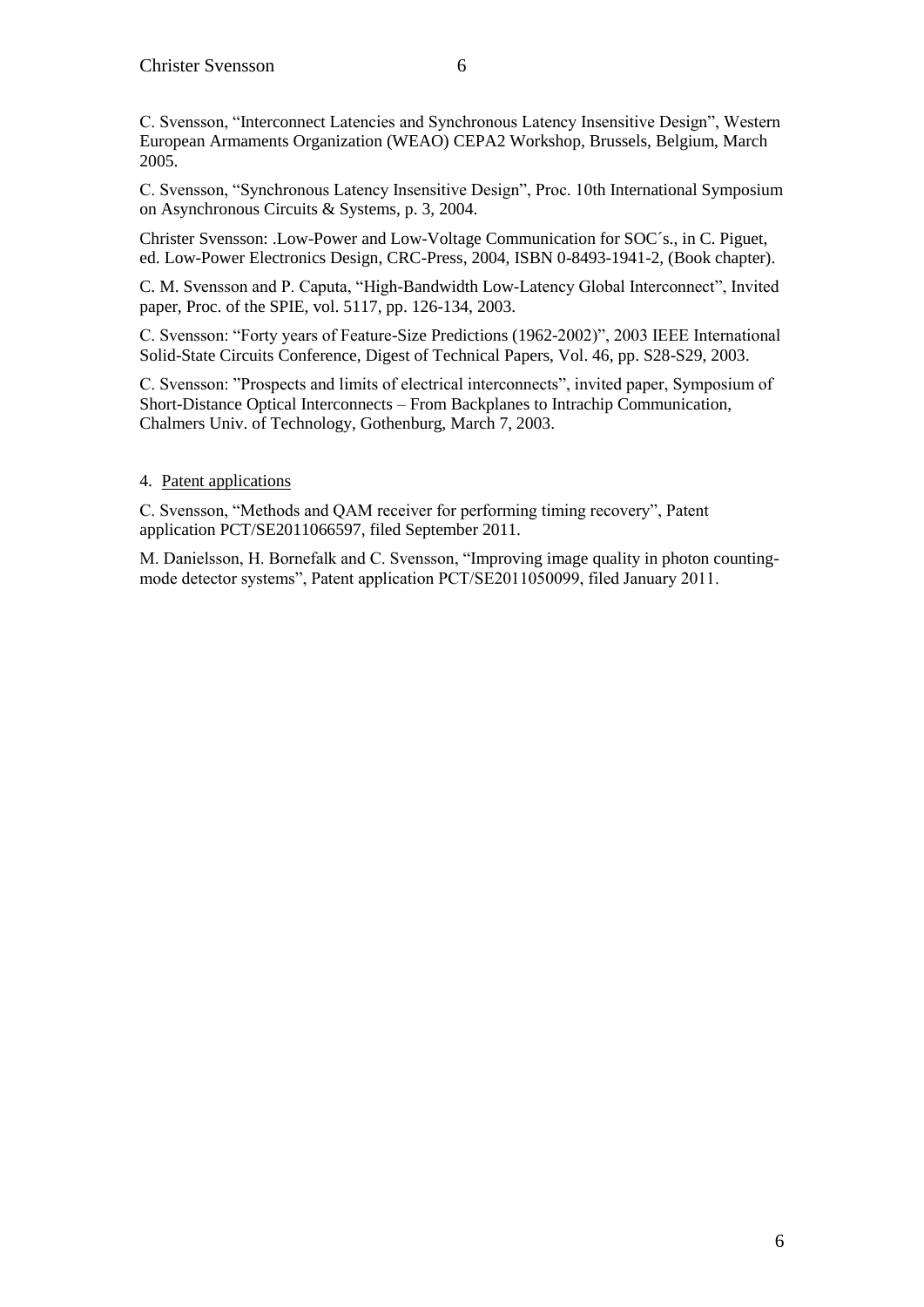C. Svensson, “Interconnect Latencies and Synchronous Latency Insensitive Design”, Western European Armaments Organization (WEAO) CEPA2 Workshop, Brussels, Belgium, March 2005.

C. Svensson, “Synchronous Latency Insensitive Design”, Proc. 10th International Symposium on Asynchronous Circuits & Systems, p. 3, 2004.

Christer Svensson: .Low-Power and Low-Voltage Communication for SOC´s., in C. Piguet, ed. Low-Power Electronics Design, CRC-Press, 2004, ISBN 0-8493-1941-2, (Book chapter).

C. M. Svensson and P. Caputa, “High-Bandwidth Low-Latency Global Interconnect”, Invited paper, Proc. of the SPIE, vol. 5117, pp. 126-134, 2003.

C. Svensson: “Forty years of Feature-Size Predictions (1962-2002)”, 2003 IEEE International Solid-State Circuits Conference, Digest of Technical Papers, Vol. 46, pp. S28-S29, 2003.

C. Svensson: ”Prospects and limits of electrical interconnects”, invited paper, Symposium of Short-Distance Optical Interconnects – From Backplanes to Intrachip Communication, Chalmers Univ. of Technology, Gothenburg, March 7, 2003.

4. Patent applications

C. Svensson, “Methods and QAM receiver for performing timing recovery”, Patent application PCT/SE2011066597, filed September 2011.

M. Danielsson, H. Bornefalk and C. Svensson, “Improving image quality in photon counting-mode detector systems”, Patent application PCT/SE2011050099, filed January 2011.